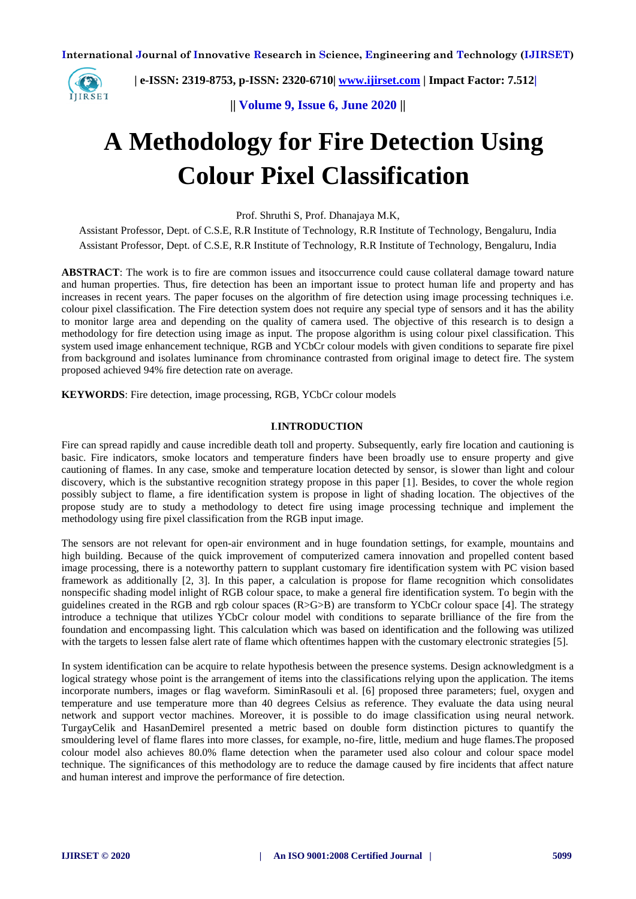# A Methodology for Fire Detection Using Colour Pixel Classification

Prof. Shruthi S, Prof. Dhanajaya M.K,

Assistant Professor, Dept. of C.S.E, R.R Institute of Technology, R.R Institute of Technology, Bengaluru, India

Assistant Professor, Dept. of C.S.E, R.R Institute of Technology, R.R Institute of Technology, Bengaluru, India

**ABSTRACT**: The work is to fire are common issues and itsoccurrence could cause collateral damage toward nature and human properties. Thus, fire detection has been an important issue to protect human life and property and has increases in recent years. The paper focuses on the algorithm of fire detection using image processing techniques i.e. colour pixel classification. The Fire detection system does not require any special type of sensors and it has the ability to monitor large area and depending on the quality of camera used. The objective of this research is to design a methodology for fire detection using image as input. The propose algorithm is using colour pixel classification. This system used image enhancement technique, RGB and YCbCr colour models with given conditions to separate fire pixel from background and isolates luminance from chrominance contrasted from original image to detect fire. The system proposed achieved 94% fire detection rate on average.

**KEYWORDS**: Fire detection, image processing, RGB, YCbCr colour models

## I.INTRODUCTION

Fire can spread rapidly and cause incredible death toll and property. Subsequently, early fire location and cautioning is basic. Fire indicators, smoke locators and temperature finders have been broadly use to ensure property and give cautioning of flames. In any case, smoke and temperature location detected by sensor, is slower than light and colour discovery, which is the substantive recognition strategy propose in this paper [1]. Besides, to cover the whole region possibly subject to flame, a fire identification system is propose in light of shading location. The objectives of the propose study are to study a methodology to detect fire using image processing technique and implement the methodology using fire pixel classification from the RGB input image.

The sensors are not relevant for open-air environment and in huge foundation settings, for example, mountains and high building. Because of the quick improvement of computerized camera innovation and propelled content based image processing, there is a noteworthy pattern to supplant customary fire identification system with PC vision based framework as additionally [2, 3]. In this paper, a calculation is propose for flame recognition which consolidates nonspecific shading model inlight of RGB colour space, to make a general fire identification system. To begin with the guidelines created in the RGB and rgb colour spaces (R>G>B) are transform to YCbCr colour space [4]. The strategy introduce a technique that utilizes YCbCr colour model with conditions to separate brilliance of the fire from the foundation and encompassing light. This calculation which was based on identification and the following was utilized with the targets to lessen false alert rate of flame which oftentimes happen with the customary electronic strategies [5].

In system identification can be acquire to relate hypothesis between the presence systems. Design acknowledgment is a logical strategy whose point is the arrangement of items into the classifications relying upon the application. The items incorporate numbers, images or flag waveform. SiminRasouli et al. [6] proposed three parameters; fuel, oxygen and temperature and use temperature more than 40 degrees Celsius as reference. They evaluate the data using neural network and support vector machines. Moreover, it is possible to do image classification using neural network. TurgayCelik and HasanDemirel presented a metric based on double form distinction pictures to quantify the smouldering level of flame flares into more classes, for example, no-fire, little, medium and huge flames.The proposed colour model also achieves 80.0% flame detection when the parameter used also colour and colour space model technique. The significances of this methodology are to reduce the damage caused by fire incidents that affect nature and human interest and improve the performance of fire detection.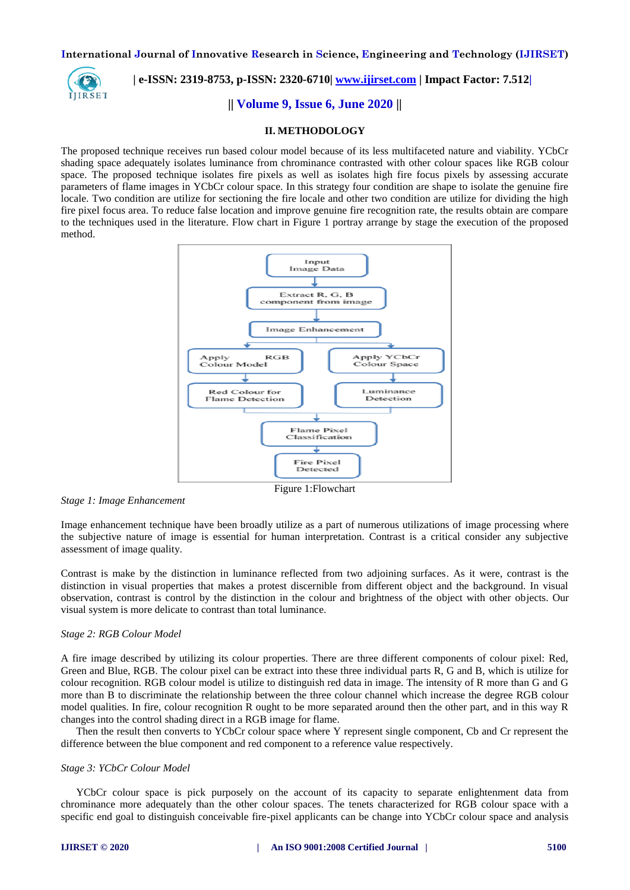## II. METHODOLOGY

The proposed technique receives run based colour model because of its less multifaceted nature and viability. YCbCr shading space adequately isolates luminance from chrominance contrasted with other colour spaces like RGB colour space. The proposed technique isolates fire pixels as well as isolates high fire focus pixels by assessing accurate parameters of flame images in YCbCr colour space. In this strategy four condition are shape to isolate the genuine fire locale. Two condition are utilize for sectioning the fire locale and other two condition are utilize for dividing the high fire pixel focus area. To reduce false location and improve genuine fire recognition rate, the results obtain are compare to the techniques used in the literature. Flow chart in Figure 1 portray arrange by stage the execution of the proposed method.

Figure 1:Flowchart

*Stage 1: Image Enhancement*

Image enhancement technique have been broadly utilize as a part of numerous utilizations of image processing where the subjective nature of image is essential for human interpretation. Contrast is a critical consider any subjective assessment of image quality.

Contrast is make by the distinction in luminance reflected from two adjoining surfaces. As it were, contrast is the distinction in visual properties that makes a protest discernible from different object and the background. In visual observation, contrast is control by the distinction in the colour and brightness of the object with other objects. Our visual system is more delicate to contrast than total luminance.

*Stage 2: RGB Colour Model*

A fire image described by utilizing its colour properties. There are three different components of colour pixel: Red, Green and Blue, RGB. The colour pixel can be extract into these three individual parts R, G and B, which is utilize for colour recognition. RGB colour model is utilize to distinguish red data in image. The intensity of R more than G and G more than B to discriminate the relationship between the three colour channel which increase the degree RGB colour model qualities. In fire, colour recognition R ought to be more separated around then the other part, and in this way R changes into the control shading direct in a RGB image for flame.

Then the result then converts to YCbCr colour space where Y represent single component, Cb and Cr represent the difference between the blue component and red component to a reference value respectively.

*Stage 3: YCbCr Colour Model*

YCbCr colour space is pick purposely on the account of its capacity to separate enlightenment data from chrominance more adequately than the other colour spaces. The tenets characterized for RGB colour space with a specific end goal to distinguish conceivable fire-pixel applicants can be change into YCbCr colour space and analysis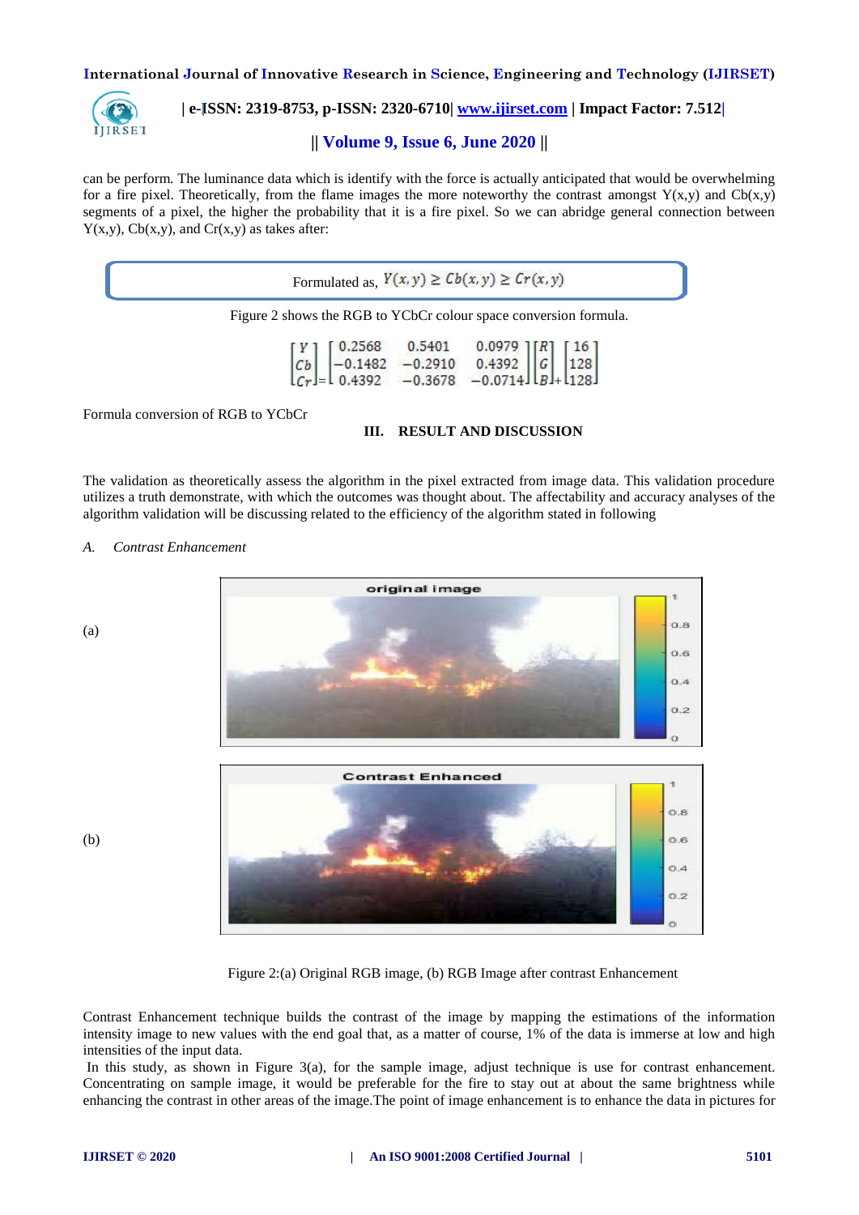can be perform. The luminance data which is identify with the force is actually anticipated that would be overwhelming for a fire pixel. Theoretically, from the flame images the more noteworthy the contrast amongst Y(x,y) and Cb(x,y) segments of a pixel, the higher the probability that it is a fire pixel. So we can abridge general connection between Y(x,y), Cb(x,y), and Cr(x,y) as takes after:

Formulated as, $Y(x,y) \geq Cb(x,y) \geq Cr(x,y)$

Figure 2 shows the RGB to YCbCr colour space conversion formula.

$$\begin{bmatrix} Y \\ Cb \\ Cr \end{bmatrix} = \begin{bmatrix} 0.2568 & 0.5401 & 0.0979 \\ -0.1482 & -0.2910 & 0.4392 \\ 0.4392 & -0.3678 & -0.0714 \end{bmatrix} \begin{bmatrix} R \\ G \\ B \end{bmatrix} + \begin{bmatrix} 16 \\ 128 \\ 128 \end{bmatrix}$$

Formula conversion of RGB to YCbCr

## III. RESULT AND DISCUSSION

The validation as theoretically assess the algorithm in the pixel extracted from image data. This validation procedure utilizes a truth demonstrate, with which the outcomes was thought about. The affectability and accuracy analyses of the algorithm validation will be discussing related to the efficiency of the algorithm stated in following

### *A. Contrast Enhancement*

(a)

(b)

Figure 2:(a) Original RGB image, (b) RGB Image after contrast Enhancement

Contrast Enhancement technique builds the contrast of the image by mapping the estimations of the information intensity image to new values with the end goal that, as a matter of course, 1% of the data is immerse at low and high intensities of the input data.

In this study, as shown in Figure 3(a), for the sample image, adjust technique is use for contrast enhancement. Concentrating on sample image, it would be preferable for the fire to stay out at about the same brightness while enhancing the contrast in other areas of the image.The point of image enhancement is to enhance the data in pictures for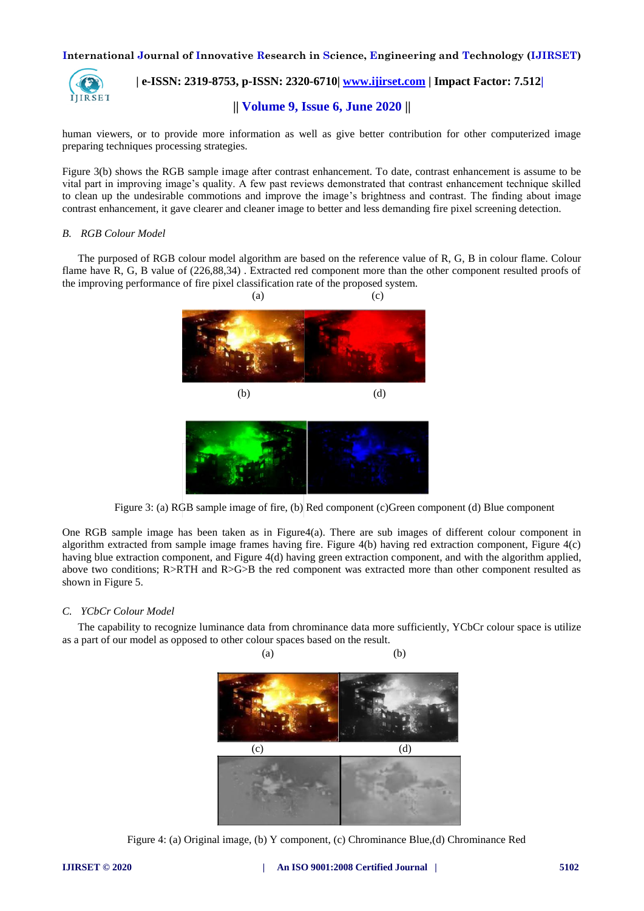human viewers, or to provide more information as well as give better contribution for other computerized image preparing techniques processing strategies.

Figure 3(b) shows the RGB sample image after contrast enhancement. To date, contrast enhancement is assume to be vital part in improving image's quality. A few past reviews demonstrated that contrast enhancement technique skilled to clean up the undesirable commotions and improve the image's brightness and contrast. The finding about image contrast enhancement, it gave clearer and cleaner image to better and less demanding fire pixel screening detection.

### *B. RGB Colour Model*

The purposed of RGB colour model algorithm are based on the reference value of R, G, B in colour flame. Colour flame have R, G, B value of (226,88,34) . Extracted red component more than the other component resulted proofs of the improving performance of fire pixel classification rate of the proposed system.

(a) (c)

(b) (d)

Figure 3: (a) RGB sample image of fire, (b) Red component (c)Green component (d) Blue component

One RGB sample image has been taken as in Figure4(a). There are sub images of different colour component in algorithm extracted from sample image frames having fire. Figure 4(b) having red extraction component, Figure 4(c) having blue extraction component, and Figure 4(d) having green extraction component, and with the algorithm applied, above two conditions; R>RTH and R>G>B the red component was extracted more than other component resulted as shown in Figure 5.

### *C. YCbCr Colour Model*

The capability to recognize luminance data from chrominance data more sufficiently, YCbCr colour space is utilize as a part of our model as opposed to other colour spaces based on the result.

(a) (b)

(c) (d)

Figure 4: (a) Original image, (b) Y component, (c) Chrominance Blue,(d) Chrominance Red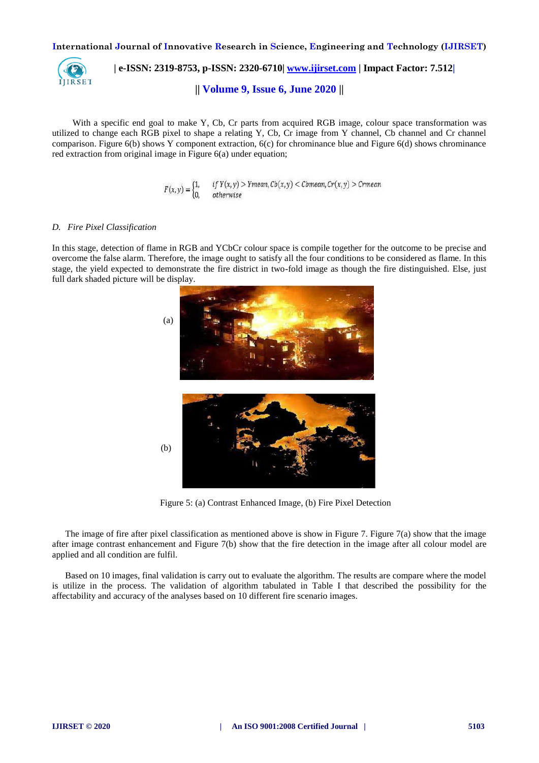With a specific end goal to make Y, Cb, Cr parts from acquired RGB image, colour space transformation was utilized to change each RGB pixel to shape a relating Y, Cb, Cr image from Y channel, Cb channel and Cr channel comparison. Figure 6(b) shows Y component extraction, 6(c) for chrominance blue and Figure 6(d) shows chrominance red extraction from original image in Figure 6(a) under equation;

$$F(x,y) = \begin{cases} 1, & if\ Y(x,y) > Ymean, Cb(x,y) < Cbmean, Cr(x,y) > Crmean \\ 0, & otherwise \end{cases}$$

### *D. Fire Pixel Classification*

In this stage, detection of flame in RGB and YCbCr colour space is compile together for the outcome to be precise and overcome the false alarm. Therefore, the image ought to satisfy all the four conditions to be considered as flame. In this stage, the yield expected to demonstrate the fire district in two-fold image as though the fire distinguished. Else, just full dark shaded picture will be display.

(a)

(b)

Figure 5: (a) Contrast Enhanced Image, (b) Fire Pixel Detection

The image of fire after pixel classification as mentioned above is show in Figure 7. Figure 7(a) show that the image after image contrast enhancement and Figure 7(b) show that the fire detection in the image after all colour model are applied and all condition are fulfil.

Based on 10 images, final validation is carry out to evaluate the algorithm. The results are compare where the model is utilize in the process. The validation of algorithm tabulated in Table I that described the possibility for the affectability and accuracy of the analyses based on 10 different fire scenario images.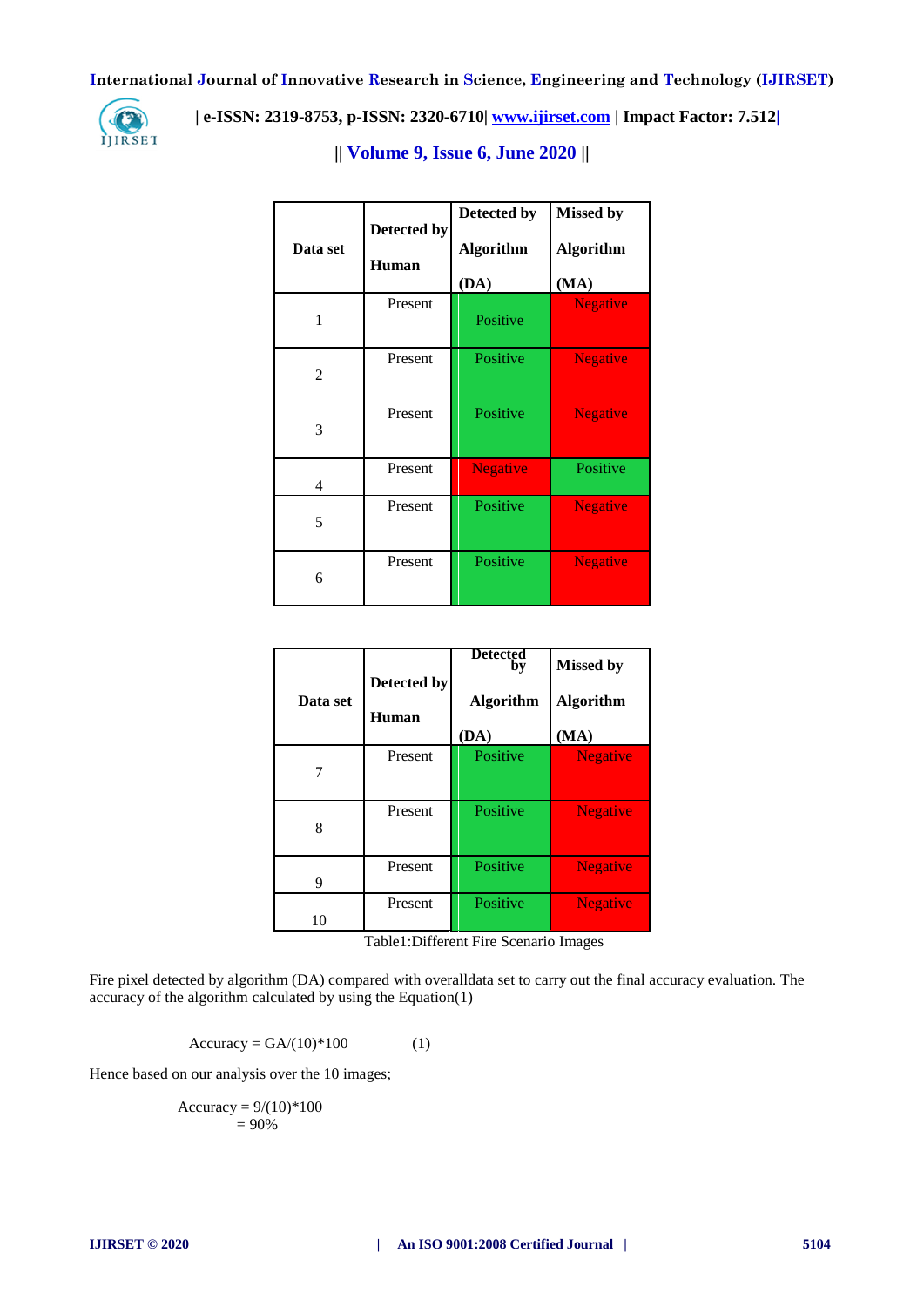| Data set | Detected by Human | Detected by Algorithm (DA) | Missed by Algorithm (MA) |
|---|---|---|---|
| 1 | Present | Positive | Negative |
| 2 | Present | Positive | Negative |
| 3 | Present | Positive | Negative |
| 4 | Present | Negative | Positive |
| 5 | Present | Positive | Negative |
| 6 | Present | Positive | Negative |

| Data set | Detected by Human | Detected by Algorithm (DA) | Missed by Algorithm (MA) |
|---|---|---|---|
| 7 | Present | Positive | Negative |
| 8 | Present | Positive | Negative |
| 9 | Present | Positive | Negative |
| 10 | Present | Positive | Negative |

Table1:Different Fire Scenario Images

Fire pixel detected by algorithm (DA) compared with overalldata set to carry out the final accuracy evaluation. The accuracy of the algorithm calculated by using the Equation(1)

$$\text{Accuracy} = GA/(10)*100 \qquad (1)$$

Hence based on our analysis over the 10 images;

$$\text{Accuracy} = 9/(10)*100 = 90\%$$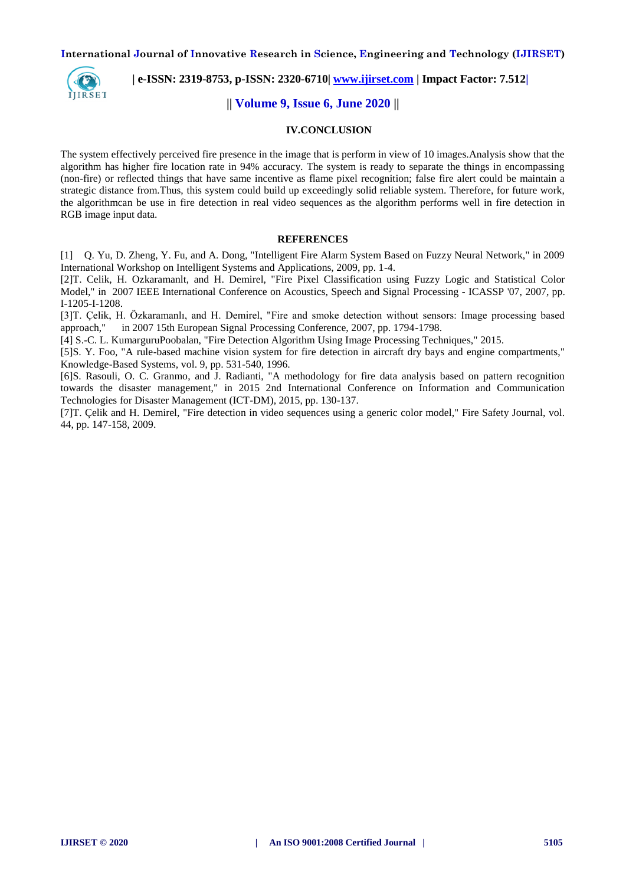## IV.CONCLUSION

The system effectively perceived fire presence in the image that is perform in view of 10 images.Analysis show that the algorithm has higher fire location rate in 94% accuracy. The system is ready to separate the things in encompassing (non-fire) or reflected things that have same incentive as flame pixel recognition; false fire alert could be maintain a strategic distance from.Thus, this system could build up exceedingly solid reliable system. Therefore, for future work, the algorithmcan be use in fire detection in real video sequences as the algorithm performs well in fire detection in RGB image input data.

## REFERENCES

[1] Q. Yu, D. Zheng, Y. Fu, and A. Dong, "Intelligent Fire Alarm System Based on Fuzzy Neural Network," in 2009 International Workshop on Intelligent Systems and Applications, 2009, pp. 1-4.

[2]T. Celik, H. Ozkaramanlt, and H. Demirel, "Fire Pixel Classification using Fuzzy Logic and Statistical Color Model," in 2007 IEEE International Conference on Acoustics, Speech and Signal Processing - ICASSP '07, 2007, pp. I-1205-I-1208.

[3]T. Çelik, H. Özkaramanlı, and H. Demirel, "Fire and smoke detection without sensors: Image processing based approach," in 2007 15th European Signal Processing Conference, 2007, pp. 1794-1798.

[4] S.-C. L. KumarguruPoobalan, "Fire Detection Algorithm Using Image Processing Techniques," 2015.

[5]S. Y. Foo, "A rule-based machine vision system for fire detection in aircraft dry bays and engine compartments," Knowledge-Based Systems, vol. 9, pp. 531-540, 1996.

[6]S. Rasouli, O. C. Granmo, and J. Radianti, "A methodology for fire data analysis based on pattern recognition towards the disaster management," in 2015 2nd International Conference on Information and Communication Technologies for Disaster Management (ICT-DM), 2015, pp. 130-137.

[7]T. Çelik and H. Demirel, "Fire detection in video sequences using a generic color model," Fire Safety Journal, vol. 44, pp. 147-158, 2009.